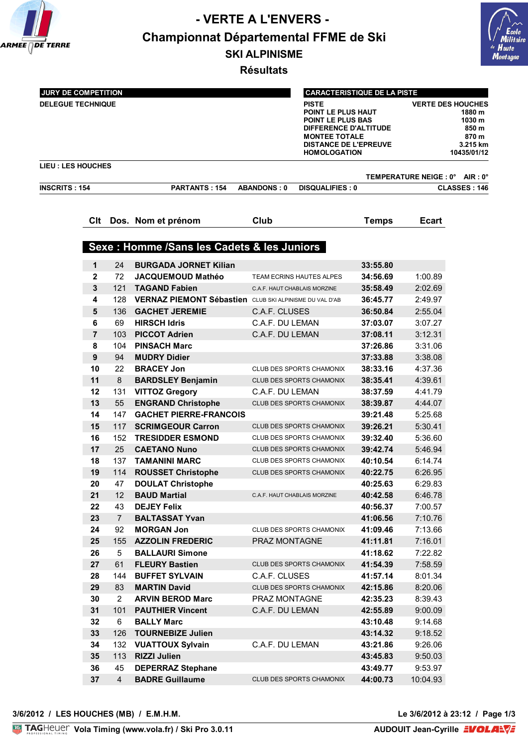# - VERTE A L'ENVERS -

## Championnat Départemental FFME de Ski

### SKI ALPINISME

### Résultats

**JURY DE COMPETITION**

DELEGUE TECHNIQUE

**CARACTERISTIQUE DE LA PISTE**

| | |
|---|---|
| PISTE | VERTE DES HOUCHES |
| POINT LE PLUS HAUT | 1880 m |
| POINT LE PLUS BAS | 1030 m |
| DIFFERENCE D'ALTITUDE | 850 m |
| MONTEE TOTALE | 870 m |
| DISTANCE DE L'EPREUVE | 3.215 km |
| HOMOLOGATION | 10435/01/12 |

LIEU : LES HOUCHES

TEMPERATURE NEIGE : 0°   AIR : 0°

INSCRITS : 154   PARTANTS : 154   ABANDONS : 0   DISQUALIFIES : 0   CLASSES : 146

## Sexe : Homme /Sans les Cadets & les Juniors

| Clt | Dos. | Nom et prénom | Club | Temps | Ecart |
|---|---|---|---|---|---|
| 1 | 24 | BURGADA JORNET Kilian | | 33:55.80 | |
| 2 | 72 | JACQUEMOUD Mathéo | TEAM ECRINS HAUTES ALPES | 34:56.69 | 1:00.89 |
| 3 | 121 | TAGAND Fabien | C.A.F. HAUT CHABLAIS MORZINE | 35:58.49 | 2:02.69 |
| 4 | 128 | VERNAZ PIEMONT Sébastien | CLUB SKI ALPINISME DU VAL D'AB | 36:45.77 | 2:49.97 |
| 5 | 136 | GACHET JEREMIE | C.A.F. CLUSES | 36:50.84 | 2:55.04 |
| 6 | 69 | HIRSCH Idris | C.A.F. DU LEMAN | 37:03.07 | 3:07.27 |
| 7 | 103 | PICCOT Adrien | C.A.F. DU LEMAN | 37:08.11 | 3:12.31 |
| 8 | 104 | PINSACH Marc | | 37:26.86 | 3:31.06 |
| 9 | 94 | MUDRY Didier | | 37:33.88 | 3:38.08 |
| 10 | 22 | BRACEY Jon | CLUB DES SPORTS CHAMONIX | 38:33.16 | 4:37.36 |
| 11 | 8 | BARDSLEY Benjamin | CLUB DES SPORTS CHAMONIX | 38:35.41 | 4:39.61 |
| 12 | 131 | VITTOZ Gregory | C.A.F. DU LEMAN | 38:37.59 | 4:41.79 |
| 13 | 55 | ENGRAND Christophe | CLUB DES SPORTS CHAMONIX | 38:39.87 | 4:44.07 |
| 14 | 147 | GACHET PIERRE-FRANCOIS | | 39:21.48 | 5:25.68 |
| 15 | 117 | SCRIMGEOUR Carron | CLUB DES SPORTS CHAMONIX | 39:26.21 | 5:30.41 |
| 16 | 152 | TRESIDDER ESMOND | CLUB DES SPORTS CHAMONIX | 39:32.40 | 5:36.60 |
| 17 | 25 | CAETANO Nuno | CLUB DES SPORTS CHAMONIX | 39:42.74 | 5:46.94 |
| 18 | 137 | TAMANINI MARC | CLUB DES SPORTS CHAMONIX | 40:10.54 | 6:14.74 |
| 19 | 114 | ROUSSET Christophe | CLUB DES SPORTS CHAMONIX | 40:22.75 | 6:26.95 |
| 20 | 47 | DOULAT Christophe | | 40:25.63 | 6:29.83 |
| 21 | 12 | BAUD Martial | C.A.F. HAUT CHABLAIS MORZINE | 40:42.58 | 6:46.78 |
| 22 | 43 | DEJEY Felix | | 40:56.37 | 7:00.57 |
| 23 | 7 | BALTASSAT Yvan | | 41:06.56 | 7:10.76 |
| 24 | 92 | MORGAN Jon | CLUB DES SPORTS CHAMONIX | 41:09.46 | 7:13.66 |
| 25 | 155 | AZZOLIN FREDERIC | PRAZ MONTAGNE | 41:11.81 | 7:16.01 |
| 26 | 5 | BALLAURI Simone | | 41:18.62 | 7:22.82 |
| 27 | 61 | FLEURY Bastien | CLUB DES SPORTS CHAMONIX | 41:54.39 | 7:58.59 |
| 28 | 144 | BUFFET SYLVAIN | C.A.F. CLUSES | 41:57.14 | 8:01.34 |
| 29 | 83 | MARTIN David | CLUB DES SPORTS CHAMONIX | 42:15.86 | 8:20.06 |
| 30 | 2 | ARVIN BEROD Marc | PRAZ MONTAGNE | 42:35.23 | 8:39.43 |
| 31 | 101 | PAUTHIER Vincent | C.A.F. DU LEMAN | 42:55.89 | 9:00.09 |
| 32 | 6 | BALLY Marc | | 43:10.48 | 9:14.68 |
| 33 | 126 | TOURNEBIZE Julien | | 43:14.32 | 9:18.52 |
| 34 | 132 | VUATTOUX Sylvain | C.A.F. DU LEMAN | 43:21.86 | 9:26.06 |
| 35 | 113 | RIZZI Julien | | 43:45.83 | 9:50.03 |
| 36 | 45 | DEPERRAZ Stephane | | 43:49.77 | 9:53.97 |
| 37 | 4 | BADRE Guillaume | CLUB DES SPORTS CHAMONIX | 44:00.73 | 10:04.93 |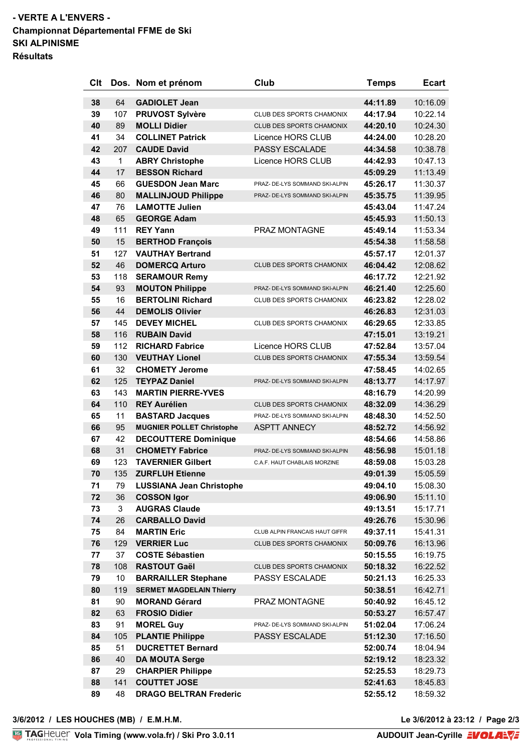**- VERTE A L'ENVERS -**
**Championnat Départemental FFME de Ski**
**SKI ALPINISME**
**Résultats**

| Clt | Dos. | Nom et prénom | Club | Temps | Ecart |
|---|---|---|---|---|---|
| 38 | 64 | GADIOLET Jean | | 44:11.89 | 10:16.09 |
| 39 | 107 | PRUVOST Sylvère | CLUB DES SPORTS CHAMONIX | 44:17.94 | 10:22.14 |
| 40 | 89 | MOLLI Didier | CLUB DES SPORTS CHAMONIX | 44:20.10 | 10:24.30 |
| 41 | 34 | COLLINET Patrick | Licence HORS CLUB | 44:24.00 | 10:28.20 |
| 42 | 207 | CAUDE David | PASSY ESCALADE | 44:34.58 | 10:38.78 |
| 43 | 1 | ABRY Christophe | Licence HORS CLUB | 44:42.93 | 10:47.13 |
| 44 | 17 | BESSON Richard | | 45:09.29 | 11:13.49 |
| 45 | 66 | GUESDON Jean Marc | PRAZ- DE-LYS SOMMAND SKI-ALPIN | 45:26.17 | 11:30.37 |
| 46 | 80 | MALLINJOUD Philippe | PRAZ- DE-LYS SOMMAND SKI-ALPIN | 45:35.75 | 11:39.95 |
| 47 | 76 | LAMOTTE Julien | | 45:43.04 | 11:47.24 |
| 48 | 65 | GEORGE Adam | | 45:45.93 | 11:50.13 |
| 49 | 111 | REY Yann | PRAZ MONTAGNE | 45:49.14 | 11:53.34 |
| 50 | 15 | BERTHOD François | | 45:54.38 | 11:58.58 |
| 51 | 127 | VAUTHAY Bertrand | | 45:57.17 | 12:01.37 |
| 52 | 46 | DOMERCQ Arturo | CLUB DES SPORTS CHAMONIX | 46:04.42 | 12:08.62 |
| 53 | 118 | SERAMOUR Remy | | 46:17.72 | 12:21.92 |
| 54 | 93 | MOUTON Philippe | PRAZ- DE-LYS SOMMAND SKI-ALPIN | 46:21.40 | 12:25.60 |
| 55 | 16 | BERTOLINI Richard | CLUB DES SPORTS CHAMONIX | 46:23.82 | 12:28.02 |
| 56 | 44 | DEMOLIS Olivier | | 46:26.83 | 12:31.03 |
| 57 | 145 | DEVEY MICHEL | CLUB DES SPORTS CHAMONIX | 46:29.65 | 12:33.85 |
| 58 | 116 | RUBAIN David | | 47:15.01 | 13:19.21 |
| 59 | 112 | RICHARD Fabrice | Licence HORS CLUB | 47:52.84 | 13:57.04 |
| 60 | 130 | VEUTHAY Lionel | CLUB DES SPORTS CHAMONIX | 47:55.34 | 13:59.54 |
| 61 | 32 | CHOMETY Jerome | | 47:58.45 | 14:02.65 |
| 62 | 125 | TEYPAZ Daniel | PRAZ- DE-LYS SOMMAND SKI-ALPIN | 48:13.77 | 14:17.97 |
| 63 | 143 | MARTIN PIERRE-YVES | | 48:16.79 | 14:20.99 |
| 64 | 110 | REY Aurélien | CLUB DES SPORTS CHAMONIX | 48:32.09 | 14:36.29 |
| 65 | 11 | BASTARD Jacques | PRAZ- DE-LYS SOMMAND SKI-ALPIN | 48:48.30 | 14:52.50 |
| 66 | 95 | MUGNIER POLLET Christophe | ASPTT ANNECY | 48:52.72 | 14:56.92 |
| 67 | 42 | DECOUTTERE Dominique | | 48:54.66 | 14:58.86 |
| 68 | 31 | CHOMETY Fabrice | PRAZ- DE-LYS SOMMAND SKI-ALPIN | 48:56.98 | 15:01.18 |
| 69 | 123 | TAVERNIER Gilbert | C.A.F. HAUT CHABLAIS MORZINE | 48:59.08 | 15:03.28 |
| 70 | 135 | ZURFLUH Etienne | | 49:01.39 | 15:05.59 |
| 71 | 79 | LUSSIANA Jean Christophe | | 49:04.10 | 15:08.30 |
| 72 | 36 | COSSON Igor | | 49:06.90 | 15:11.10 |
| 73 | 3 | AUGRAS Claude | | 49:13.51 | 15:17.71 |
| 74 | 26 | CARBALLO David | | 49:26.76 | 15:30.96 |
| 75 | 84 | MARTIN Eric | CLUB ALPIN FRANCAIS HAUT GIFFR | 49:37.11 | 15:41.31 |
| 76 | 129 | VERRIER Luc | CLUB DES SPORTS CHAMONIX | 50:09.76 | 16:13.96 |
| 77 | 37 | COSTE Sébastien | | 50:15.55 | 16:19.75 |
| 78 | 108 | RASTOUT Gaël | CLUB DES SPORTS CHAMONIX | 50:18.32 | 16:22.52 |
| 79 | 10 | BARRAILLER Stephane | PASSY ESCALADE | 50:21.13 | 16:25.33 |
| 80 | 119 | SERMET MAGDELAIN Thierry | | 50:38.51 | 16:42.71 |
| 81 | 90 | MORAND Gérard | PRAZ MONTAGNE | 50:40.92 | 16:45.12 |
| 82 | 63 | FROSIO Didier | | 50:53.27 | 16:57.47 |
| 83 | 91 | MOREL Guy | PRAZ- DE-LYS SOMMAND SKI-ALPIN | 51:02.04 | 17:06.24 |
| 84 | 105 | PLANTIE Philippe | PASSY ESCALADE | 51:12.30 | 17:16.50 |
| 85 | 51 | DUCRETTET Bernard | | 52:00.74 | 18:04.94 |
| 86 | 40 | DA MOUTA Serge | | 52:19.12 | 18:23.32 |
| 87 | 29 | CHARPIER Philippe | | 52:25.53 | 18:29.73 |
| 88 | 141 | COUTTET JOSE | | 52:41.63 | 18:45.83 |
| 89 | 48 | DRAGO BELTRAN Frederic | | 52:55.12 | 18:59.32 |

**3/6/2012 / LES HOUCHES (MB) / E.M.H.M.** — **Le 3/6/2012 à 23:12**

**Vola Timing (www.vola.fr) / Ski Pro 3.0.11** — **AUDOUIT Jean-Cyrille**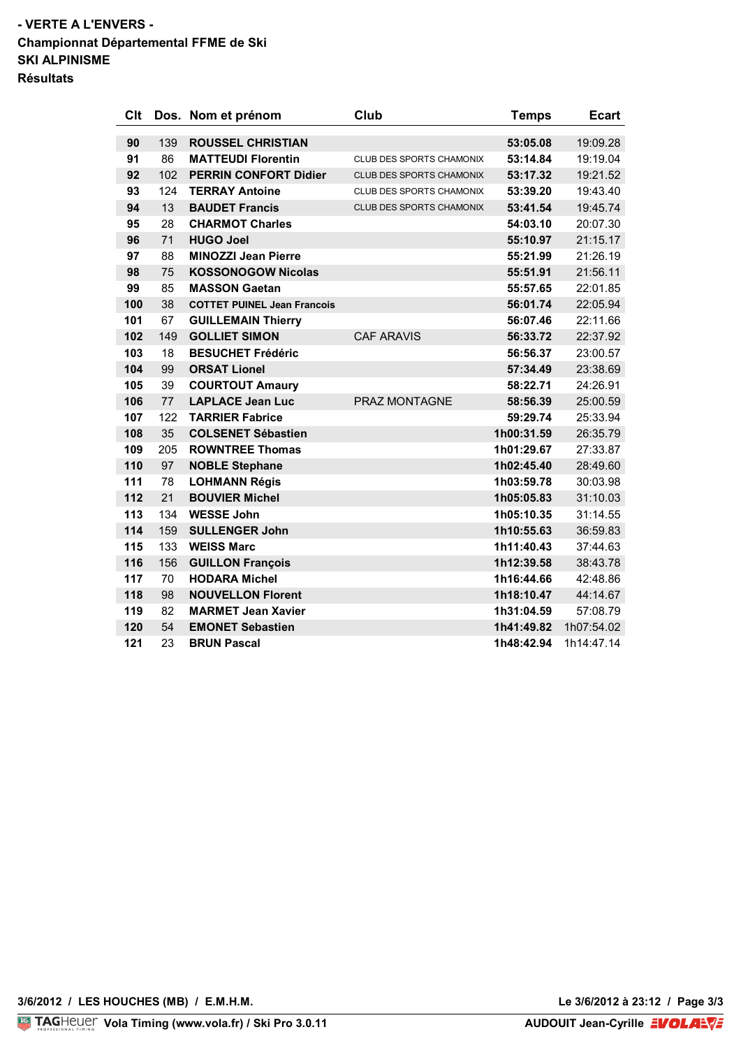**- VERTE A L'ENVERS -**
**Championnat Départemental FFME de Ski**
**SKI ALPINISME**
**Résultats**

| Clt | Dos. | Nom et prénom | Club | Temps | Ecart |
|---|---|---|---|---|---|
| 90 | 139 | ROUSSEL CHRISTIAN | | 53:05.08 | 19:09.28 |
| 91 | 86 | MATTEUDI Florentin | CLUB DES SPORTS CHAMONIX | 53:14.84 | 19:19.04 |
| 92 | 102 | PERRIN CONFORT Didier | CLUB DES SPORTS CHAMONIX | 53:17.32 | 19:21.52 |
| 93 | 124 | TERRAY Antoine | CLUB DES SPORTS CHAMONIX | 53:39.20 | 19:43.40 |
| 94 | 13 | BAUDET Francis | CLUB DES SPORTS CHAMONIX | 53:41.54 | 19:45.74 |
| 95 | 28 | CHARMOT Charles | | 54:03.10 | 20:07.30 |
| 96 | 71 | HUGO Joel | | 55:10.97 | 21:15.17 |
| 97 | 88 | MINOZZI Jean Pierre | | 55:21.99 | 21:26.19 |
| 98 | 75 | KOSSONOGOW Nicolas | | 55:51.91 | 21:56.11 |
| 99 | 85 | MASSON Gaetan | | 55:57.65 | 22:01.85 |
| 100 | 38 | COTTET PUINEL Jean Francois | | 56:01.74 | 22:05.94 |
| 101 | 67 | GUILLEMAIN Thierry | | 56:07.46 | 22:11.66 |
| 102 | 149 | GOLLIET SIMON | CAF ARAVIS | 56:33.72 | 22:37.92 |
| 103 | 18 | BESUCHET Frédéric | | 56:56.37 | 23:00.57 |
| 104 | 99 | ORSAT Lionel | | 57:34.49 | 23:38.69 |
| 105 | 39 | COURTOUT Amaury | | 58:22.71 | 24:26.91 |
| 106 | 77 | LAPLACE Jean Luc | PRAZ MONTAGNE | 58:56.39 | 25:00.59 |
| 107 | 122 | TARRIER Fabrice | | 59:29.74 | 25:33.94 |
| 108 | 35 | COLSENET Sébastien | | 1h00:31.59 | 26:35.79 |
| 109 | 205 | ROWNTREE Thomas | | 1h01:29.67 | 27:33.87 |
| 110 | 97 | NOBLE Stephane | | 1h02:45.40 | 28:49.60 |
| 111 | 78 | LOHMANN Régis | | 1h03:59.78 | 30:03.98 |
| 112 | 21 | BOUVIER Michel | | 1h05:05.83 | 31:10.03 |
| 113 | 134 | WESSE John | | 1h05:10.35 | 31:14.55 |
| 114 | 159 | SULLENGER John | | 1h10:55.63 | 36:59.83 |
| 115 | 133 | WEISS Marc | | 1h11:40.43 | 37:44.63 |
| 116 | 156 | GUILLON François | | 1h12:39.58 | 38:43.78 |
| 117 | 70 | HODARA Michel | | 1h16:44.66 | 42:48.86 |
| 118 | 98 | NOUVELLON Florent | | 1h18:10.47 | 44:14.67 |
| 119 | 82 | MARMET Jean Xavier | | 1h31:04.59 | 57:08.79 |
| 120 | 54 | EMONET Sebastien | | 1h41:49.82 | 1h07:54.02 |
| 121 | 23 | BRUN Pascal | | 1h48:42.94 | 1h14:47.14 |

3/6/2012 / LES HOUCHES (MB) / E.M.H.M. — Le 3/6/2012 à 23:12

TAGHeuer Vola Timing (www.vola.fr) / Ski Pro 3.0.11 — AUDOUIT Jean-Cyrille